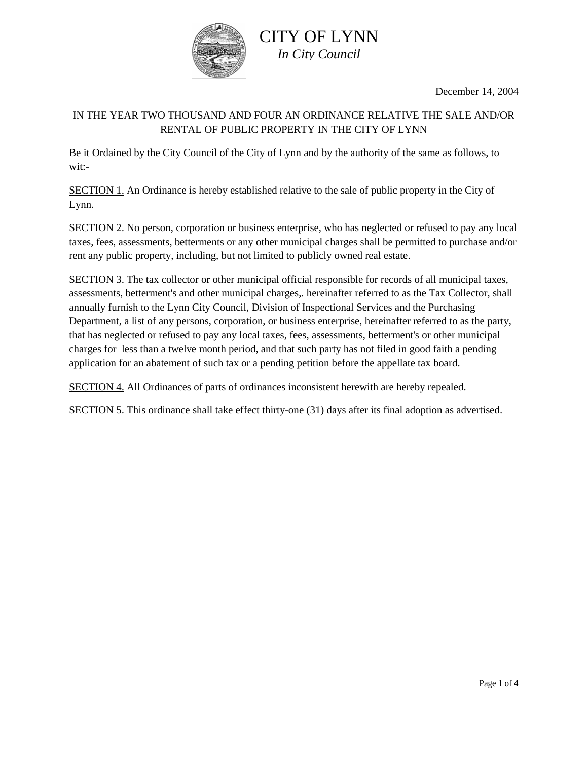# CITY OF LYNN

*In City Council*

December 14, 2004

IN THE YEAR TWO THOUSAND AND FOUR AN ORDINANCE RELATIVE THE SALE AND/OR RENTAL OF PUBLIC PROPERTY IN THE CITY OF LYNN

Be it Ordained by the City Council of the City of Lynn and by the authority of the same as follows, to wit:-

<u>SECTION 1.</u> An Ordinance is hereby established relative to the sale of public property in the City of Lynn.

<u>SECTION 2.</u> No person, corporation or business enterprise, who has neglected or refused to pay any local taxes, fees, assessments, betterments or any other municipal charges shall be permitted to purchase and/or rent any public property, including, but not limited to publicly owned real estate.

<u>SECTION 3.</u> The tax collector or other municipal official responsible for records of all municipal taxes, assessments, betterment's and other municipal charges,. hereinafter referred to as the Tax Collector, shall annually furnish to the Lynn City Council, Division of Inspectional Services and the Purchasing Department, a list of any persons, corporation, or business enterprise, hereinafter referred to as the party, that has neglected or refused to pay any local taxes, fees, assessments, betterment's or other municipal charges for less than a twelve month period, and that such party has not filed in good faith a pending application for an abatement of such tax or a pending petition before the appellate tax board.

<u>SECTION 4.</u> All Ordinances of parts of ordinances inconsistent herewith are hereby repealed.

<u>SECTION 5.</u> This ordinance shall take effect thirty-one (31) days after its final adoption as advertised.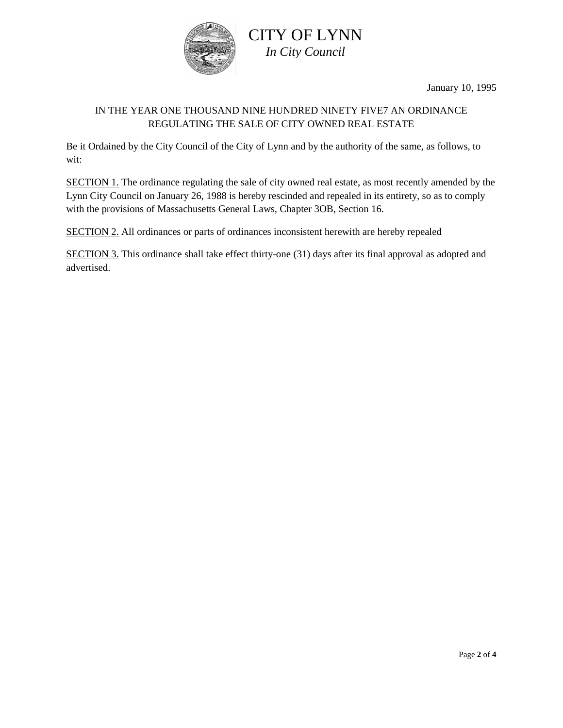# CITY OF LYNN

*In City Council*

January 10, 1995

IN THE YEAR ONE THOUSAND NINE HUNDRED NINETY FIVE7 AN ORDINANCE REGULATING THE SALE OF CITY OWNED REAL ESTATE

Be it Ordained by the City Council of the City of Lynn and by the authority of the same, as follows, to wit:

SECTION 1. The ordinance regulating the sale of city owned real estate, as most recently amended by the Lynn City Council on January 26, 1988 is hereby rescinded and repealed in its entirety, so as to comply with the provisions of Massachusetts General Laws, Chapter 3OB, Section 16.

SECTION 2. All ordinances or parts of ordinances inconsistent herewith are hereby repealed

SECTION 3. This ordinance shall take effect thirty-one (31) days after its final approval as adopted and advertised.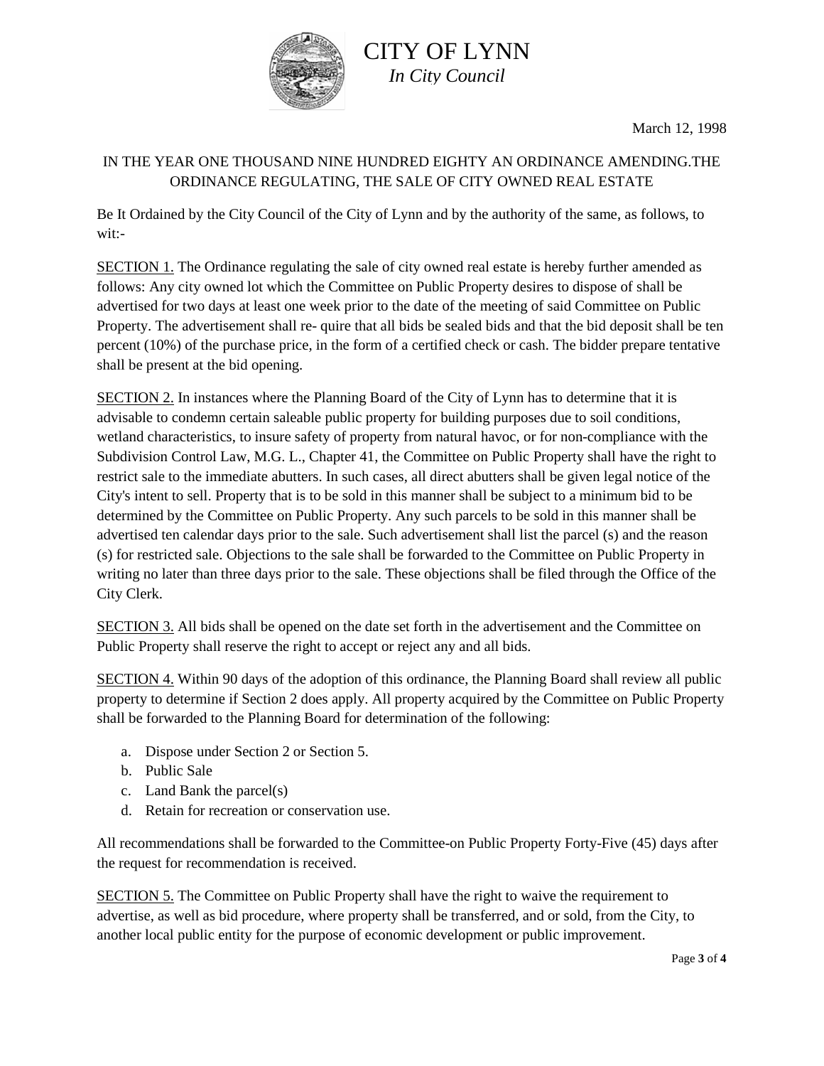CITY OF LYNN
*In City Council*

March 12, 1998

IN THE YEAR ONE THOUSAND NINE HUNDRED EIGHTY AN ORDINANCE AMENDING.THE ORDINANCE REGULATING, THE SALE OF CITY OWNED REAL ESTATE

Be It Ordained by the City Council of the City of Lynn and by the authority of the same, as follows, to wit:-

SECTION 1. The Ordinance regulating the sale of city owned real estate is hereby further amended as follows: Any city owned lot which the Committee on Public Property desires to dispose of shall be advertised for two days at least one week prior to the date of the meeting of said Committee on Public Property. The advertisement shall re- quire that all bids be sealed bids and that the bid deposit shall be ten percent (10%) of the purchase price, in the form of a certified check or cash. The bidder prepare tentative shall be present at the bid opening.

SECTION 2. In instances where the Planning Board of the City of Lynn has to determine that it is advisable to condemn certain saleable public property for building purposes due to soil conditions, wetland characteristics, to insure safety of property from natural havoc, or for non-compliance with the Subdivision Control Law, M.G. L., Chapter 41, the Committee on Public Property shall have the right to restrict sale to the immediate abutters. In such cases, all direct abutters shall be given legal notice of the City's intent to sell. Property that is to be sold in this manner shall be subject to a minimum bid to be determined by the Committee on Public Property. Any such parcels to be sold in this manner shall be advertised ten calendar days prior to the sale. Such advertisement shall list the parcel (s) and the reason (s) for restricted sale. Objections to the sale shall be forwarded to the Committee on Public Property in writing no later than three days prior to the sale. These objections shall be filed through the Office of the City Clerk.

SECTION 3. All bids shall be opened on the date set forth in the advertisement and the Committee on Public Property shall reserve the right to accept or reject any and all bids.

SECTION 4. Within 90 days of the adoption of this ordinance, the Planning Board shall review all public property to determine if Section 2 does apply. All property acquired by the Committee on Public Property shall be forwarded to the Planning Board for determination of the following:

a. Dispose under Section 2 or Section 5.
b. Public Sale
c. Land Bank the parcel(s)
d. Retain for recreation or conservation use.

All recommendations shall be forwarded to the Committee-on Public Property Forty-Five (45) days after the request for recommendation is received.

SECTION 5. The Committee on Public Property shall have the right to waive the requirement to advertise, as well as bid procedure, where property shall be transferred, and or sold, from the City, to another local public entity for the purpose of economic development or public improvement.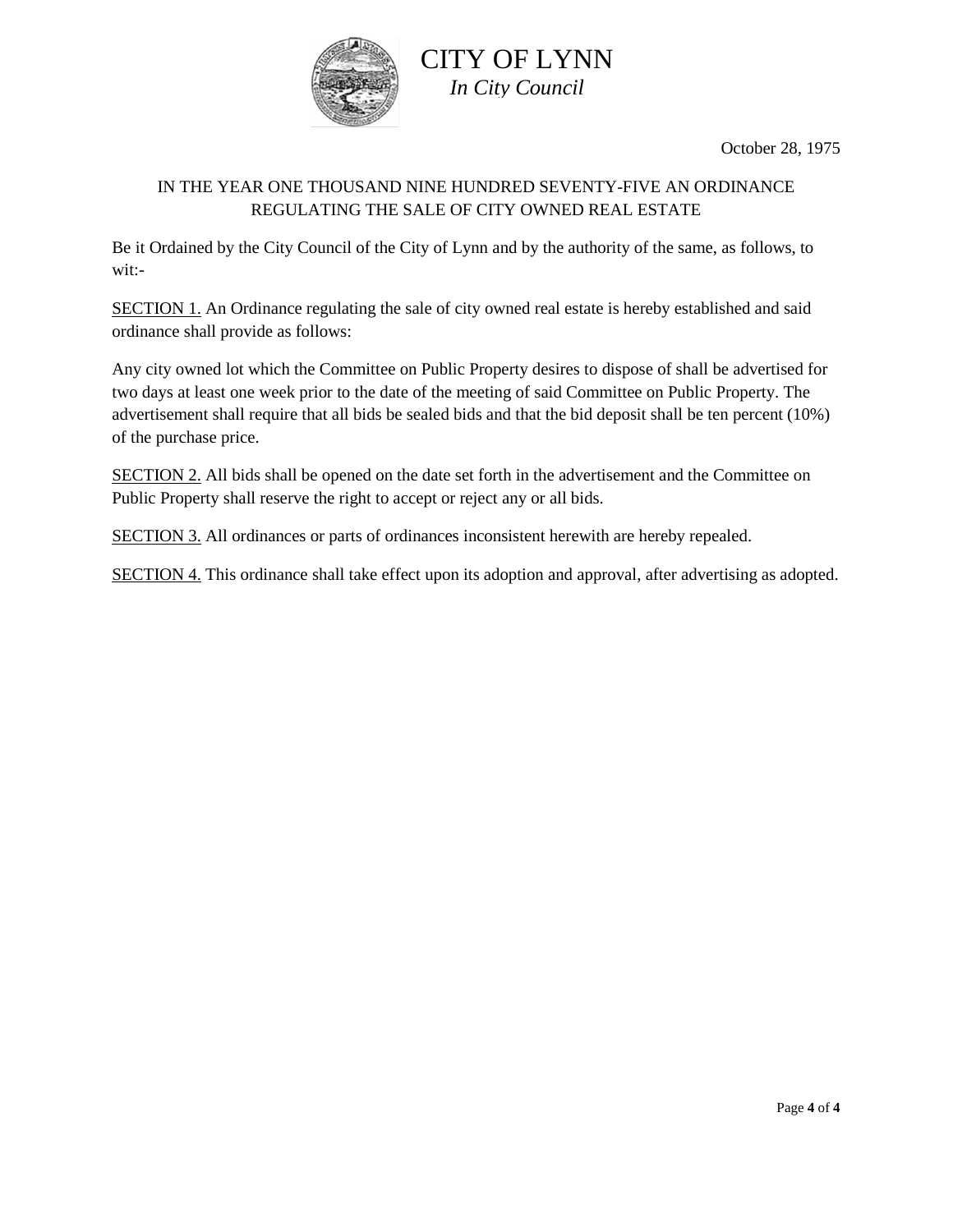# CITY OF LYNN
*In City Council*

October 28, 1975

IN THE YEAR ONE THOUSAND NINE HUNDRED SEVENTY-FIVE AN ORDINANCE REGULATING THE SALE OF CITY OWNED REAL ESTATE

Be it Ordained by the City Council of the City of Lynn and by the authority of the same, as follows, to wit:-

<u>SECTION 1.</u> An Ordinance regulating the sale of city owned real estate is hereby established and said ordinance shall provide as follows:

Any city owned lot which the Committee on Public Property desires to dispose of shall be advertised for two days at least one week prior to the date of the meeting of said Committee on Public Property. The advertisement shall require that all bids be sealed bids and that the bid deposit shall be ten percent (10%) of the purchase price.

<u>SECTION 2.</u> All bids shall be opened on the date set forth in the advertisement and the Committee on Public Property shall reserve the right to accept or reject any or all bids.

<u>SECTION 3.</u> All ordinances or parts of ordinances inconsistent herewith are hereby repealed.

<u>SECTION 4.</u> This ordinance shall take effect upon its adoption and approval, after advertising as adopted.